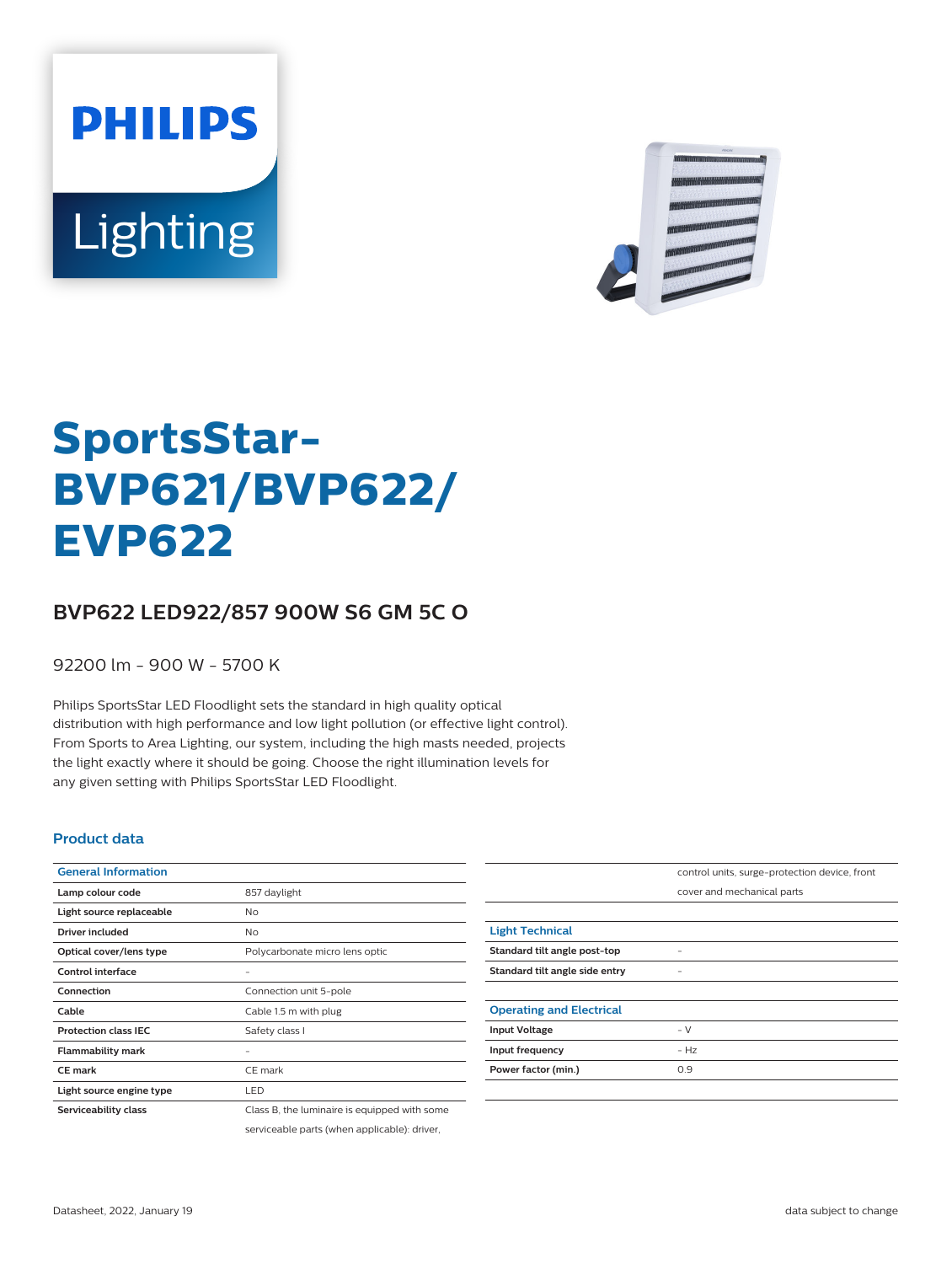# SportsStar-BVP621/BVP622/EVP622

## BVP622 LED922/857 900W S6 GM 5C O

92200 lm - 900 W - 5700 K

Philips SportsStar LED Floodlight sets the standard in high quality optical distribution with high performance and low light pollution (or effective light control). From Sports to Area Lighting, our system, including the high masts needed, projects the light exactly where it should be going. Choose the right illumination levels for any given setting with Philips SportsStar LED Floodlight.

### Product data

| General Information | |
|---|---|
| Lamp colour code | 857 daylight |
| Light source replaceable | No |
| Driver included | No |
| Optical cover/lens type | Polycarbonate micro lens optic |
| Control interface | - |
| Connection | Connection unit 5-pole |
| Cable | Cable 1.5 m with plug |
| Protection class IEC | Safety class I |
| Flammability mark | - |
| CE mark | CE mark |
| Light source engine type | LED |
| Serviceability class | Class B, the luminaire is equipped with some serviceable parts (when applicable): driver, control units, surge-protection device, front cover and mechanical parts |

| Light Technical | |
|---|---|
| Standard tilt angle post-top | - |
| Standard tilt angle side entry | - |

| Operating and Electrical | |
|---|---|
| Input Voltage | - V |
| Input frequency | - Hz |
| Power factor (min.) | 0.9 |

Datasheet, 2022, January 19

data subject to change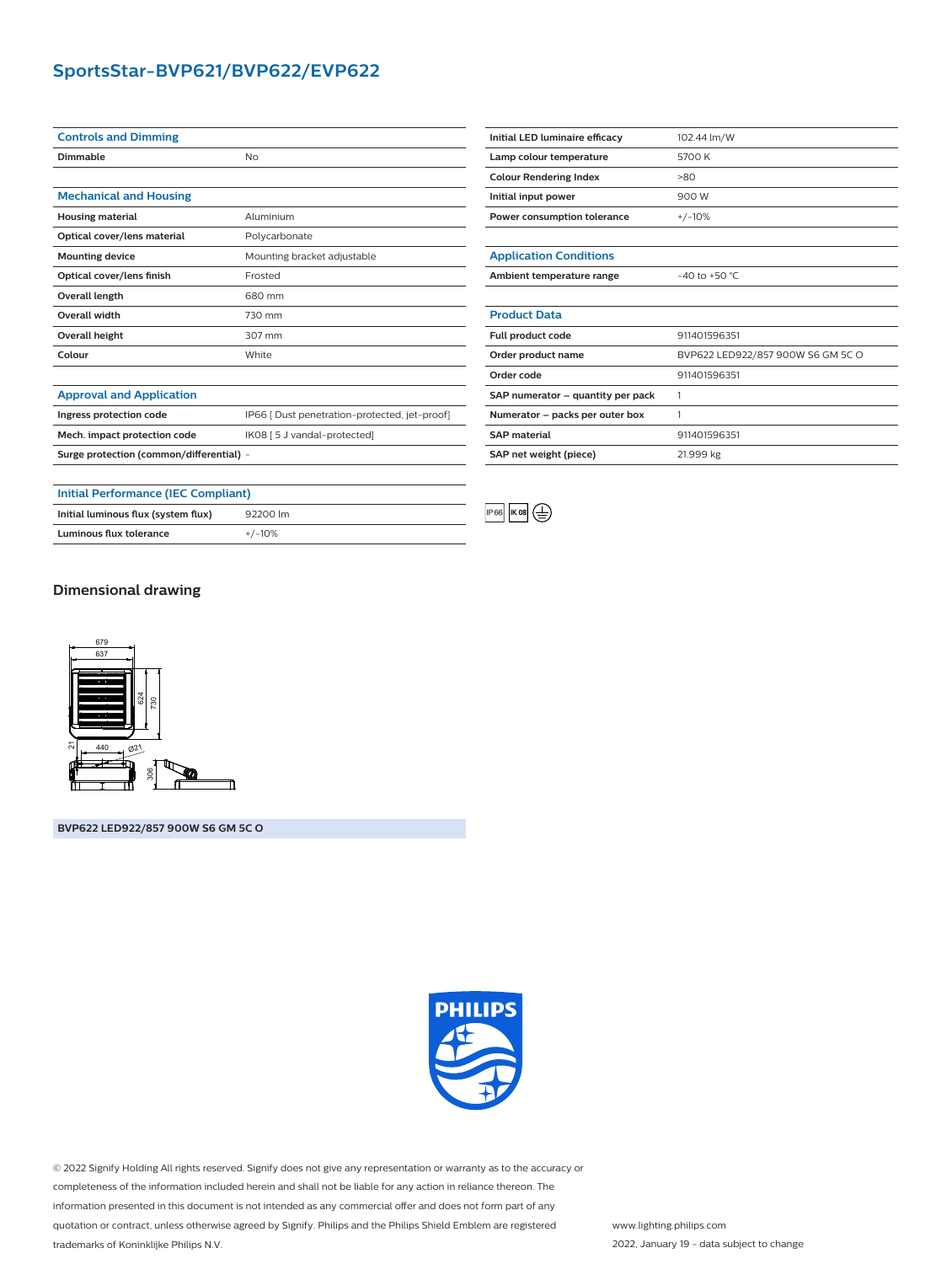## SportsStar-BVP621/BVP622/EVP622

| Controls and Dimming | |
|---|---|
| Dimmable | No |

| Mechanical and Housing | |
|---|---|
| Housing material | Aluminium |
| Optical cover/lens material | Polycarbonate |
| Mounting device | Mounting bracket adjustable |
| Optical cover/lens finish | Frosted |
| Overall length | 680 mm |
| Overall width | 730 mm |
| Overall height | 307 mm |
| Colour | White |

| Approval and Application | |
|---|---|
| Ingress protection code | IP66 [ Dust penetration-protected, jet-proof] |
| Mech. impact protection code | IK08 [ 5 J vandal-protected] |
| Surge protection (common/differential) | - |

| Initial Performance (IEC Compliant) | |
|---|---|
| Initial luminous flux (system flux) | 92200 lm |
| Luminous flux tolerance | +/-10% |
| Initial LED luminaire efficacy | 102.44 lm/W |
| Lamp colour temperature | 5700 K |
| Colour Rendering Index | >80 |
| Initial input power | 900 W |
| Power consumption tolerance | +/-10% |

| Application Conditions | |
|---|---|
| Ambient temperature range | -40 to +50 °C |

| Product Data | |
|---|---|
| Full product code | 911401596351 |
| Order product name | BVP622 LED922/857 900W S6 GM 5C O |
| Order code | 911401596351 |
| SAP numerator – quantity per pack | 1 |
| Numerator – packs per outer box | 1 |
| SAP material | 911401596351 |
| SAP net weight (piece) | 21.999 kg |

IP66 IK08

### Dimensional drawing

679
637
624
730
21
440
Ø21
306

**BVP622 LED922/857 900W S6 GM 5C O**

© 2022 Signify Holding All rights reserved. Signify does not give any representation or warranty as to the accuracy or completeness of the information included herein and shall not be liable for any action in reliance thereon. The information presented in this document is not intended as any commercial offer and does not form part of any quotation or contract, unless otherwise agreed by Signify. Philips and the Philips Shield Emblem are registered trademarks of Koninklijke Philips N.V.

www.lighting.philips.com
2022, January 19 - data subject to change